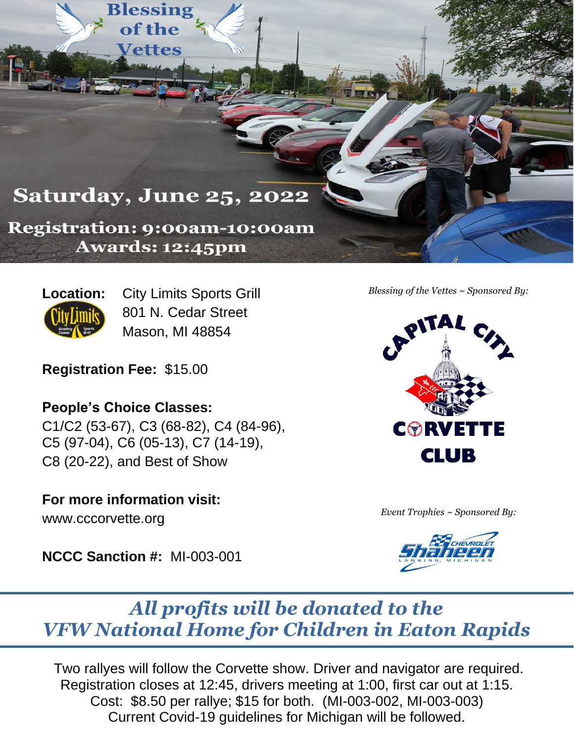# Blessing of the Vettes

## Saturday, June 25, 2022

**Registration: 9:00am-10:00am**
**Awards: 12:45pm**

**Location:** City Limits Sports Grill
801 N. Cedar Street
Mason, MI 48854

**Registration Fee:** $15.00

**People's Choice Classes:**
C1/C2 (53-67), C3 (68-82), C4 (84-96), C5 (97-04), C6 (05-13), C7 (14-19), C8 (20-22), and Best of Show

**For more information visit:**
www.cccorvette.org

**NCCC Sanction #:** MI-003-001

*Blessing of the Vettes ~ Sponsored By:*

CAPITAL CITY CORVETTE CLUB

*Event Trophies ~ Sponsored By:*

Shaheen Chevrolet, Lansing, Michigan

## *All profits will be donated to the VFW National Home for Children in Eaton Rapids*

Two rallyes will follow the Corvette show. Driver and navigator are required.
Registration closes at 12:45, drivers meeting at 1:00, first car out at 1:15.
Cost: $8.50 per rallye; $15 for both. (MI-003-002, MI-003-003)
Current Covid-19 guidelines for Michigan will be followed.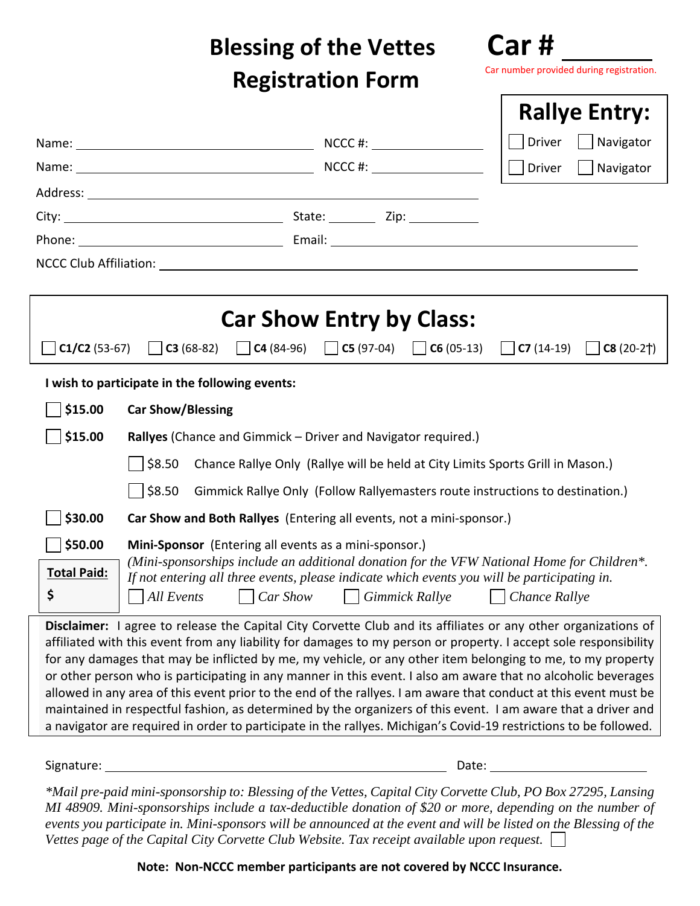# Blessing of the Vettes Registration Form

**Car #** ______

Car number provided during registration.

## Rallye Entry:

☐ Driver ☐ Navigator

☐ Driver ☐ Navigator

Name: ______________________ NCCC #: ____________

Name: ______________________ NCCC #: ____________

Address: ______________________

City: ______________________ State: ________ Zip: __________

Phone: ______________________ Email: ______________________

NCCC Club Affiliation: ______________________

## Car Show Entry by Class:

☐ **C1/C2** (53-67) ☐ **C3** (68-82) ☐ **C4** (84-96) ☐ **C5** (97-04) ☐ **C6** (05-13) ☐ **C7** (14-19) ☐ **C8** (20-2†)

**I wish to participate in the following events:**

☐ **$15.00** **Car Show/Blessing**

☐ **$15.00** **Rallyes** (Chance and Gimmick – Driver and Navigator required.)

- ☐ $8.50 Chance Rallye Only (Rallye will be held at City Limits Sports Grill in Mason.)
- ☐ $8.50 Gimmick Rallye Only (Follow Rallyemasters route instructions to destination.)

☐ **$30.00** **Car Show and Both Rallyes** (Entering all events, not a mini-sponsor.)

☐ **$50.00** **Mini-Sponsor** (Entering all events as a mini-sponsor.)

*(Mini-sponsorships include an additional donation for the VFW National Home for Children*.*
*If not entering all three events, please indicate which events you will be participating in.*

☐ *All Events* ☐ *Car Show* ☐ *Gimmick Rallye* ☐ *Chance Rallye*

**Total Paid:**
**$**

**Disclaimer:** I agree to release the Capital City Corvette Club and its affiliates or any other organizations of affiliated with this event from any liability for damages to my person or property. I accept sole responsibility for any damages that may be inflicted by me, my vehicle, or any other item belonging to me, to my property or other person who is participating in any manner in this event. I also am aware that no alcoholic beverages allowed in any area of this event prior to the end of the rallyes. I am aware that conduct at this event must be maintained in respectful fashion, as determined by the organizers of this event. I am aware that a driver and a navigator are required in order to participate in the rallyes. Michigan's Covid-19 restrictions to be followed.

Signature: ______________________ Date: ______________

**Mail pre-paid mini-sponsorship to: Blessing of the Vettes, Capital City Corvette Club, PO Box 27295, Lansing MI 48909. Mini-sponsorships include a tax-deductible donation of $20 or more, depending on the number of events you participate in. Mini-sponsors will be announced at the event and will be listed on the Blessing of the Vettes page of the Capital City Corvette Club Website. Tax receipt available upon request.* ☐

**Note: Non-NCCC member participants are not covered by NCCC Insurance.**